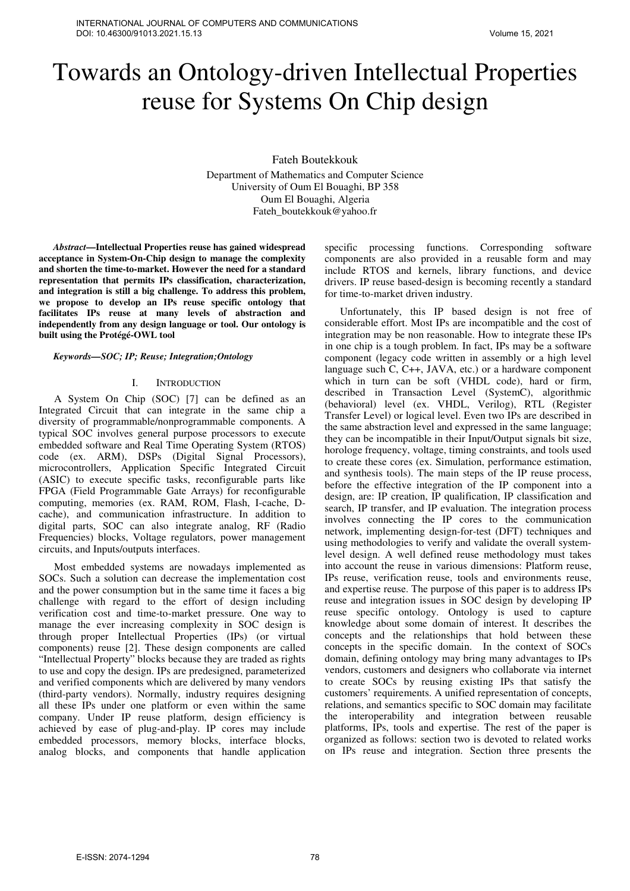# Towards an Ontology-driven Intellectual Properties reuse for Systems On Chip design

Fateh Boutekkouk

Department of Mathematics and Computer Science
University of Oum El Bouaghi, BP 358
Oum El Bouaghi, Algeria
Fateh_boutekkouk@yahoo.fr

***Abstract*—Intellectual Properties reuse has gained widespread acceptance in System-On-Chip design to manage the complexity and shorten the time-to-market. However the need for a standard representation that permits IPs classification, characterization, and integration is still a big challenge. To address this problem, we propose to develop an IPs reuse specific ontology that facilitates IPs reuse at many levels of abstraction and independently from any design language or tool. Our ontology is built using the Protégé-OWL tool**

***Keywords—SOC; IP; Reuse; Integration;Ontology***

## I. INTRODUCTION

A System On Chip (SOC) [7] can be defined as an Integrated Circuit that can integrate in the same chip a diversity of programmable/nonprogrammable components. A typical SOC involves general purpose processors to execute embedded software and Real Time Operating System (RTOS) code (ex. ARM), DSPs (Digital Signal Processors), microcontrollers, Application Specific Integrated Circuit (ASIC) to execute specific tasks, reconfigurable parts like FPGA (Field Programmable Gate Arrays) for reconfigurable computing, memories (ex. RAM, ROM, Flash, I-cache, D-cache), and communication infrastructure. In addition to digital parts, SOC can also integrate analog, RF (Radio Frequencies) blocks, Voltage regulators, power management circuits, and Inputs/outputs interfaces.

Most embedded systems are nowadays implemented as SOCs. Such a solution can decrease the implementation cost and the power consumption but in the same time it faces a big challenge with regard to the effort of design including verification cost and time-to-market pressure. One way to manage the ever increasing complexity in SOC design is through proper Intellectual Properties (IPs) (or virtual components) reuse [2]. These design components are called "Intellectual Property" blocks because they are traded as rights to use and copy the design. IPs are predesigned, parameterized and verified components which are delivered by many vendors (third-party vendors). Normally, industry requires designing all these IPs under one platform or even within the same company. Under IP reuse platform, design efficiency is achieved by ease of plug-and-play. IP cores may include embedded processors, memory blocks, interface blocks, analog blocks, and components that handle application specific processing functions. Corresponding software components are also provided in a reusable form and may include RTOS and kernels, library functions, and device drivers. IP reuse based-design is becoming recently a standard for time-to-market driven industry.

Unfortunately, this IP based design is not free of considerable effort. Most IPs are incompatible and the cost of integration may be non reasonable. How to integrate these IPs in one chip is a tough problem. In fact, IPs may be a software component (legacy code written in assembly or a high level language such C, C++, JAVA, etc.) or a hardware component which in turn can be soft (VHDL code), hard or firm, described in Transaction Level (SystemC), algorithmic (behavioral) level (ex. VHDL, Verilog), RTL (Register Transfer Level) or logical level. Even two IPs are described in the same abstraction level and expressed in the same language; they can be incompatible in their Input/Output signals bit size, horologe frequency, voltage, timing constraints, and tools used to create these cores (ex. Simulation, performance estimation, and synthesis tools). The main steps of the IP reuse process, before the effective integration of the IP component into a design, are: IP creation, IP qualification, IP classification and search, IP transfer, and IP evaluation. The integration process involves connecting the IP cores to the communication network, implementing design-for-test (DFT) techniques and using methodologies to verify and validate the overall system-level design. A well defined reuse methodology must takes into account the reuse in various dimensions: Platform reuse, IPs reuse, verification reuse, tools and environments reuse, and expertise reuse. The purpose of this paper is to address IPs reuse and integration issues in SOC design by developing IP reuse specific ontology. Ontology is used to capture knowledge about some domain of interest. It describes the concepts and the relationships that hold between these concepts in the specific domain. In the context of SOCs domain, defining ontology may bring many advantages to IPs vendors, customers and designers who collaborate via internet to create SOCs by reusing existing IPs that satisfy the customers' requirements. A unified representation of concepts, relations, and semantics specific to SOC domain may facilitate the interoperability and integration between reusable platforms, IPs, tools and expertise. The rest of the paper is organized as follows: section two is devoted to related works on IPs reuse and integration. Section three presents the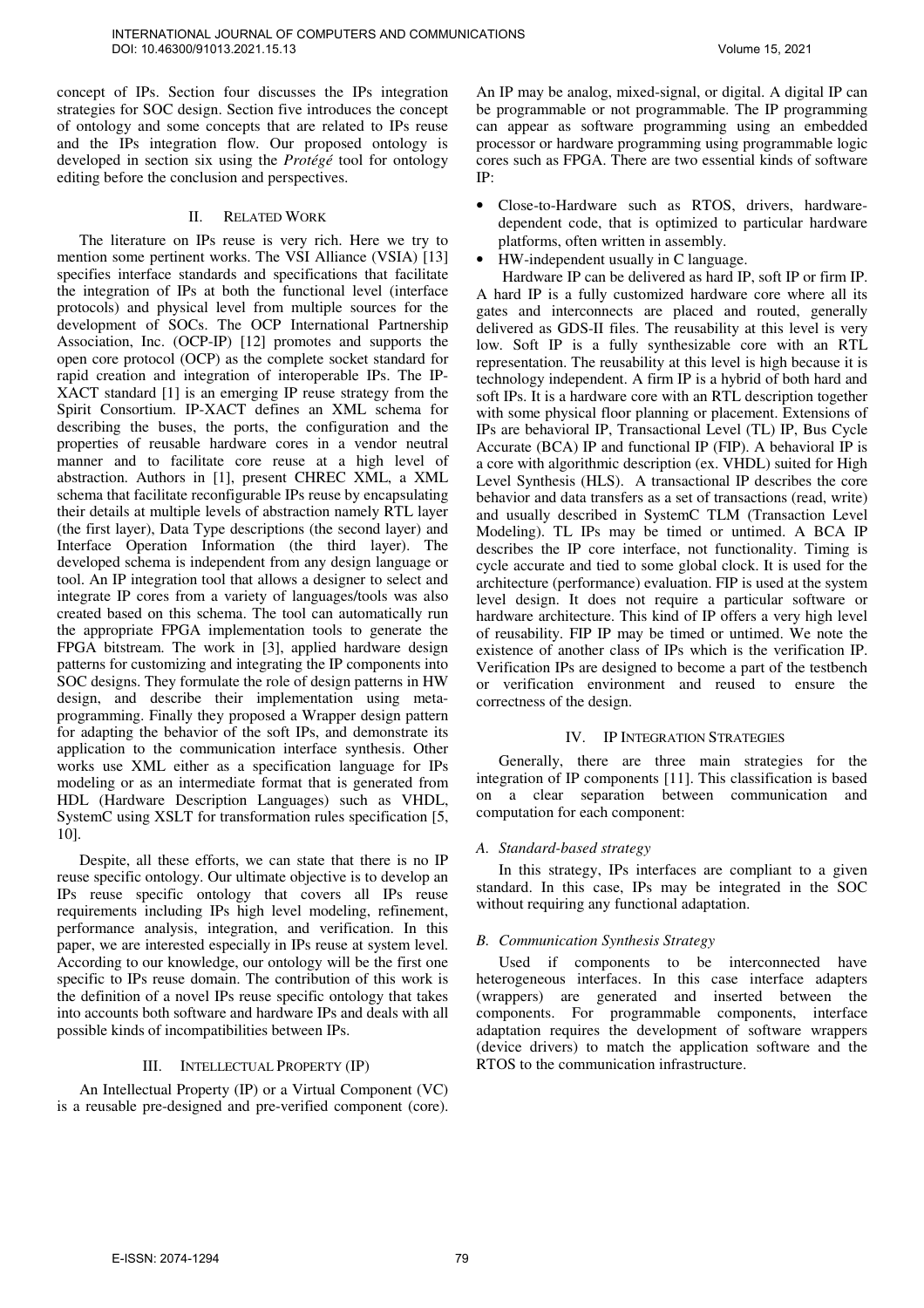concept of IPs. Section four discusses the IPs integration strategies for SOC design. Section five introduces the concept of ontology and some concepts that are related to IPs reuse and the IPs integration flow. Our proposed ontology is developed in section six using the *Protégé* tool for ontology editing before the conclusion and perspectives.

## II. Related Work

The literature on IPs reuse is very rich. Here we try to mention some pertinent works. The VSI Alliance (VSIA) [13] specifies interface standards and specifications that facilitate the integration of IPs at both the functional level (interface protocols) and physical level from multiple sources for the development of SOCs. The OCP International Partnership Association, Inc. (OCP-IP) [12] promotes and supports the open core protocol (OCP) as the complete socket standard for rapid creation and integration of interoperable IPs. The IP-XACT standard [1] is an emerging IP reuse strategy from the Spirit Consortium. IP-XACT defines an XML schema for describing the buses, the ports, the configuration and the properties of reusable hardware cores in a vendor neutral manner and to facilitate core reuse at a high level of abstraction. Authors in [1], present CHREC XML, a XML schema that facilitate reconfigurable IPs reuse by encapsulating their details at multiple levels of abstraction namely RTL layer (the first layer), Data Type descriptions (the second layer) and Interface Operation Information (the third layer). The developed schema is independent from any design language or tool. An IP integration tool that allows a designer to select and integrate IP cores from a variety of languages/tools was also created based on this schema. The tool can automatically run the appropriate FPGA implementation tools to generate the FPGA bitstream. The work in [3], applied hardware design patterns for customizing and integrating the IP components into SOC designs. They formulate the role of design patterns in HW design, and describe their implementation using meta-programming. Finally they proposed a Wrapper design pattern for adapting the behavior of the soft IPs, and demonstrate its application to the communication interface synthesis. Other works use XML either as a specification language for IPs modeling or as an intermediate format that is generated from HDL (Hardware Description Languages) such as VHDL, SystemC using XSLT for transformation rules specification [5, 10].

Despite, all these efforts, we can state that there is no IP reuse specific ontology. Our ultimate objective is to develop an IPs reuse specific ontology that covers all IPs reuse requirements including IPs high level modeling, refinement, performance analysis, integration, and verification. In this paper, we are interested especially in IPs reuse at system level. According to our knowledge, our ontology will be the first one specific to IPs reuse domain. The contribution of this work is the definition of a novel IPs reuse specific ontology that takes into accounts both software and hardware IPs and deals with all possible kinds of incompatibilities between IPs.

## III. Intellectual Property (IP)

An Intellectual Property (IP) or a Virtual Component (VC) is a reusable pre-designed and pre-verified component (core). An IP may be analog, mixed-signal, or digital. A digital IP can be programmable or not programmable. The IP programming can appear as software programming using an embedded processor or hardware programming using programmable logic cores such as FPGA. There are two essential kinds of software IP:

- Close-to-Hardware such as RTOS, drivers, hardware-dependent code, that is optimized to particular hardware platforms, often written in assembly.
- HW-independent usually in C language.

Hardware IP can be delivered as hard IP, soft IP or firm IP. A hard IP is a fully customized hardware core where all its gates and interconnects are placed and routed, generally delivered as GDS-II files. The reusability at this level is very low. Soft IP is a fully synthesizable core with an RTL representation. The reusability at this level is high because it is technology independent. A firm IP is a hybrid of both hard and soft IPs. It is a hardware core with an RTL description together with some physical floor planning or placement. Extensions of IPs are behavioral IP, Transactional Level (TL) IP, Bus Cycle Accurate (BCA) IP and functional IP (FIP). A behavioral IP is a core with algorithmic description (ex. VHDL) suited for High Level Synthesis (HLS). A transactional IP describes the core behavior and data transfers as a set of transactions (read, write) and usually described in SystemC TLM (Transaction Level Modeling). TL IPs may be timed or untimed. A BCA IP describes the IP core interface, not functionality. Timing is cycle accurate and tied to some global clock. It is used for the architecture (performance) evaluation. FIP is used at the system level design. It does not require a particular software or hardware architecture. This kind of IP offers a very high level of reusability. FIP IP may be timed or untimed. We note the existence of another class of IPs which is the verification IP. Verification IPs are designed to become a part of the testbench or verification environment and reused to ensure the correctness of the design.

## IV. IP Integration Strategies

Generally, there are three main strategies for the integration of IP components [11]. This classification is based on a clear separation between communication and computation for each component:

### A. Standard-based strategy

In this strategy, IPs interfaces are compliant to a given standard. In this case, IPs may be integrated in the SOC without requiring any functional adaptation.

### B. Communication Synthesis Strategy

Used if components to be interconnected have heterogeneous interfaces. In this case interface adapters (wrappers) are generated and inserted between the components. For programmable components, interface adaptation requires the development of software wrappers (device drivers) to match the application software and the RTOS to the communication infrastructure.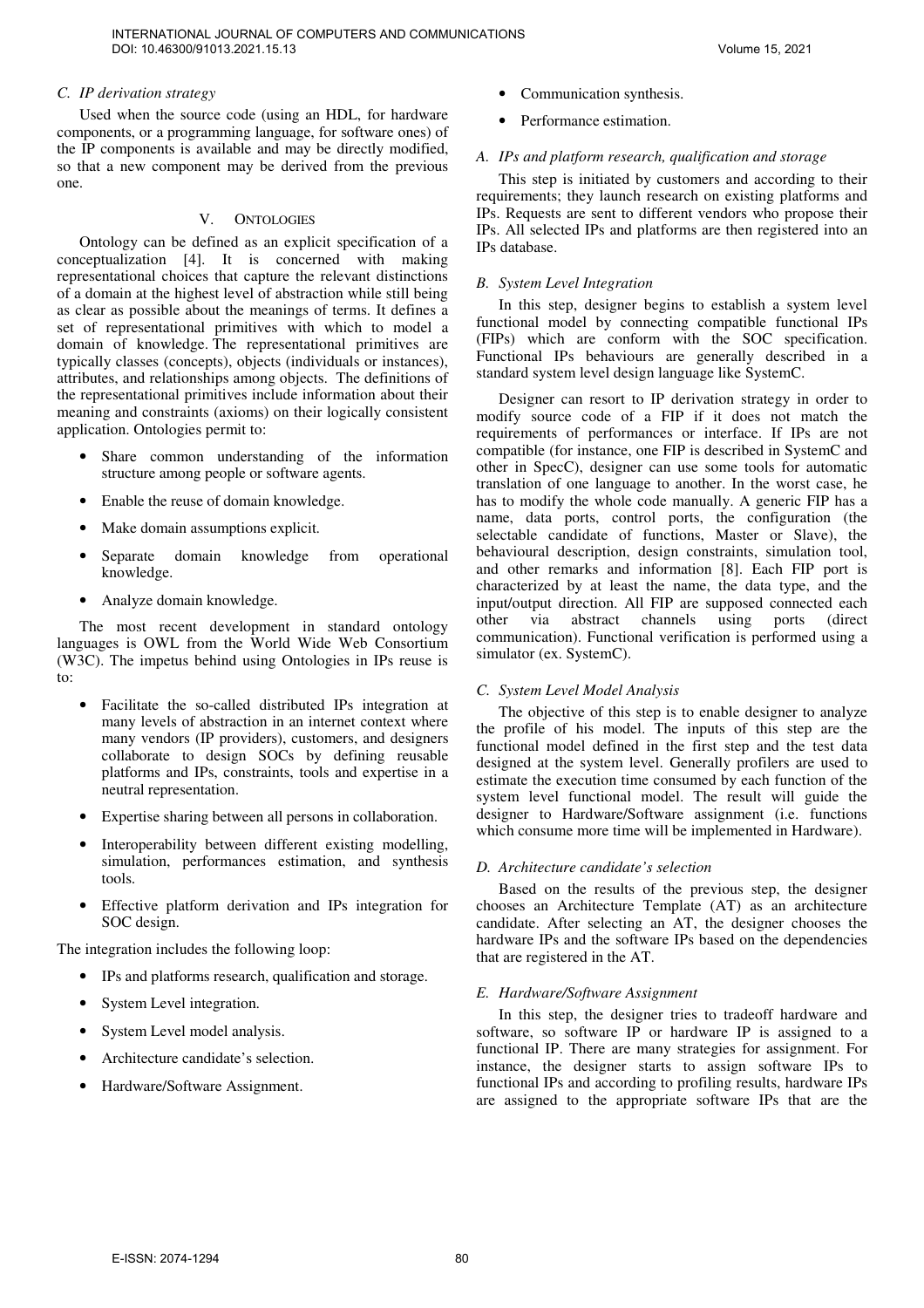### C. IP derivation strategy

Used when the source code (using an HDL, for hardware components, or a programming language, for software ones) of the IP components is available and may be directly modified, so that a new component may be derived from the previous one.

## V. Ontologies

Ontology can be defined as an explicit specification of a conceptualization [4]. It is concerned with making representational choices that capture the relevant distinctions of a domain at the highest level of abstraction while still being as clear as possible about the meanings of terms. It defines a set of representational primitives with which to model a domain of knowledge. The representational primitives are typically classes (concepts), objects (individuals or instances), attributes, and relationships among objects. The definitions of the representational primitives include information about their meaning and constraints (axioms) on their logically consistent application. Ontologies permit to:

- Share common understanding of the information structure among people or software agents.
- Enable the reuse of domain knowledge.
- Make domain assumptions explicit.
- Separate domain knowledge from operational knowledge.
- Analyze domain knowledge.

The most recent development in standard ontology languages is OWL from the World Wide Web Consortium (W3C). The impetus behind using Ontologies in IPs reuse is to:

- Facilitate the so-called distributed IPs integration at many levels of abstraction in an internet context where many vendors (IP providers), customers, and designers collaborate to design SOCs by defining reusable platforms and IPs, constraints, tools and expertise in a neutral representation.
- Expertise sharing between all persons in collaboration.
- Interoperability between different existing modelling, simulation, performances estimation, and synthesis tools.
- Effective platform derivation and IPs integration for SOC design.

The integration includes the following loop:

- IPs and platforms research, qualification and storage.
- System Level integration.
- System Level model analysis.
- Architecture candidate's selection.
- Hardware/Software Assignment.
- Communication synthesis.
- Performance estimation.

### A. IPs and platform research, qualification and storage

This step is initiated by customers and according to their requirements; they launch research on existing platforms and IPs. Requests are sent to different vendors who propose their IPs. All selected IPs and platforms are then registered into an IPs database.

### B. System Level Integration

In this step, designer begins to establish a system level functional model by connecting compatible functional IPs (FIPs) which are conform with the SOC specification. Functional IPs behaviours are generally described in a standard system level design language like SystemC.

Designer can resort to IP derivation strategy in order to modify source code of a FIP if it does not match the requirements of performances or interface. If IPs are not compatible (for instance, one FIP is described in SystemC and other in SpecC), designer can use some tools for automatic translation of one language to another. In the worst case, he has to modify the whole code manually. A generic FIP has a name, data ports, control ports, the configuration (the selectable candidate of functions, Master or Slave), the behavioural description, design constraints, simulation tool, and other remarks and information [8]. Each FIP port is characterized by at least the name, the data type, and the input/output direction. All FIP are supposed connected each other via abstract channels using ports (direct communication). Functional verification is performed using a simulator (ex. SystemC).

### C. System Level Model Analysis

The objective of this step is to enable designer to analyze the profile of his model. The inputs of this step are the functional model defined in the first step and the test data designed at the system level. Generally profilers are used to estimate the execution time consumed by each function of the system level functional model. The result will guide the designer to Hardware/Software assignment (i.e. functions which consume more time will be implemented in Hardware).

### D. Architecture candidate's selection

Based on the results of the previous step, the designer chooses an Architecture Template (AT) as an architecture candidate. After selecting an AT, the designer chooses the hardware IPs and the software IPs based on the dependencies that are registered in the AT.

### E. Hardware/Software Assignment

In this step, the designer tries to tradeoff hardware and software, so software IP or hardware IP is assigned to a functional IP. There are many strategies for assignment. For instance, the designer starts to assign software IPs to functional IPs and according to profiling results, hardware IPs are assigned to the appropriate software IPs that are the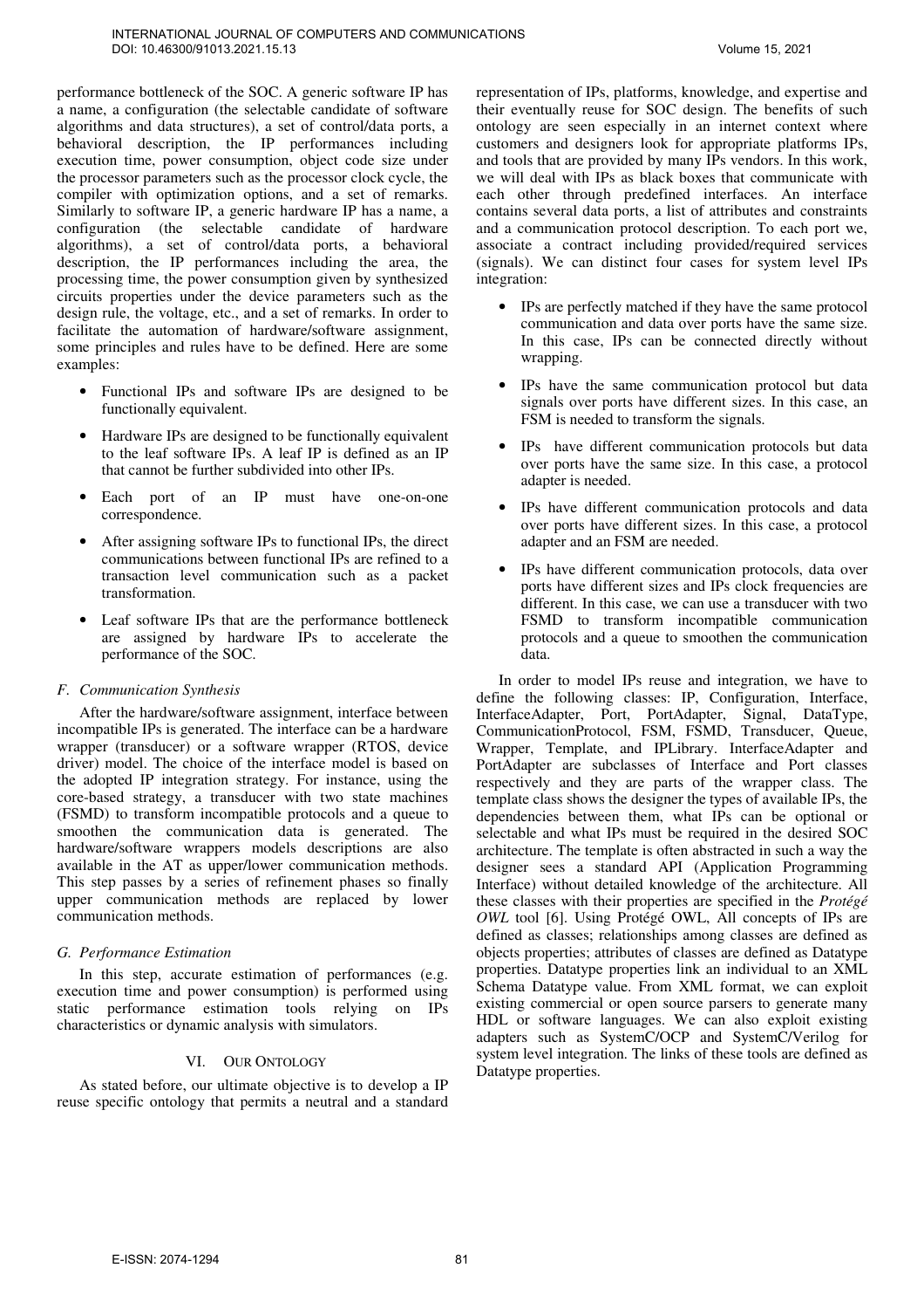performance bottleneck of the SOC. A generic software IP has a name, a configuration (the selectable candidate of software algorithms and data structures), a set of control/data ports, a behavioral description, the IP performances including execution time, power consumption, object code size under the processor parameters such as the processor clock cycle, the compiler with optimization options, and a set of remarks. Similarly to software IP, a generic hardware IP has a name, a configuration (the selectable candidate of hardware algorithms), a set of control/data ports, a behavioral description, the IP performances including the area, the processing time, the power consumption given by synthesized circuits properties under the device parameters such as the design rule, the voltage, etc., and a set of remarks. In order to facilitate the automation of hardware/software assignment, some principles and rules have to be defined. Here are some examples:

- Functional IPs and software IPs are designed to be functionally equivalent.
- Hardware IPs are designed to be functionally equivalent to the leaf software IPs. A leaf IP is defined as an IP that cannot be further subdivided into other IPs.
- Each port of an IP must have one-on-one correspondence.
- After assigning software IPs to functional IPs, the direct communications between functional IPs are refined to a transaction level communication such as a packet transformation.
- Leaf software IPs that are the performance bottleneck are assigned by hardware IPs to accelerate the performance of the SOC.

### *F. Communication Synthesis*

After the hardware/software assignment, interface between incompatible IPs is generated. The interface can be a hardware wrapper (transducer) or a software wrapper (RTOS, device driver) model. The choice of the interface model is based on the adopted IP integration strategy. For instance, using the core-based strategy, a transducer with two state machines (FSMD) to transform incompatible protocols and a queue to smoothen the communication data is generated. The hardware/software wrappers models descriptions are also available in the AT as upper/lower communication methods. This step passes by a series of refinement phases so finally upper communication methods are replaced by lower communication methods.

### *G. Performance Estimation*

In this step, accurate estimation of performances (e.g. execution time and power consumption) is performed using static performance estimation tools relying on IPs characteristics or dynamic analysis with simulators.

## VI. Our Ontology

As stated before, our ultimate objective is to develop a IP reuse specific ontology that permits a neutral and a standard representation of IPs, platforms, knowledge, and expertise and their eventually reuse for SOC design. The benefits of such ontology are seen especially in an internet context where customers and designers look for appropriate platforms IPs, and tools that are provided by many IPs vendors. In this work, we will deal with IPs as black boxes that communicate with each other through predefined interfaces. An interface contains several data ports, a list of attributes and constraints and a communication protocol description. To each port we, associate a contract including provided/required services (signals). We can distinct four cases for system level IPs integration:

- IPs are perfectly matched if they have the same protocol communication and data over ports have the same size. In this case, IPs can be connected directly without wrapping.
- IPs have the same communication protocol but data signals over ports have different sizes. In this case, an FSM is needed to transform the signals.
- IPs have different communication protocols but data over ports have the same size. In this case, a protocol adapter is needed.
- IPs have different communication protocols and data over ports have different sizes. In this case, a protocol adapter and an FSM are needed.
- IPs have different communication protocols, data over ports have different sizes and IPs clock frequencies are different. In this case, we can use a transducer with two FSMD to transform incompatible communication protocols and a queue to smoothen the communication data.

In order to model IPs reuse and integration, we have to define the following classes: IP, Configuration, Interface, InterfaceAdapter, Port, PortAdapter, Signal, DataType, CommunicationProtocol, FSM, FSMD, Transducer, Queue, Wrapper, Template, and IPLibrary. InterfaceAdapter and PortAdapter are subclasses of Interface and Port classes respectively and they are parts of the wrapper class. The template class shows the designer the types of available IPs, the dependencies between them, what IPs can be optional or selectable and what IPs must be required in the desired SOC architecture. The template is often abstracted in such a way the designer sees a standard API (Application Programming Interface) without detailed knowledge of the architecture. All these classes with their properties are specified in the *Protégé OWL* tool [6]. Using Protégé OWL, All concepts of IPs are defined as classes; relationships among classes are defined as objects properties; attributes of classes are defined as Datatype properties. Datatype properties link an individual to an XML Schema Datatype value. From XML format, we can exploit existing commercial or open source parsers to generate many HDL or software languages. We can also exploit existing adapters such as SystemC/OCP and SystemC/Verilog for system level integration. The links of these tools are defined as Datatype properties.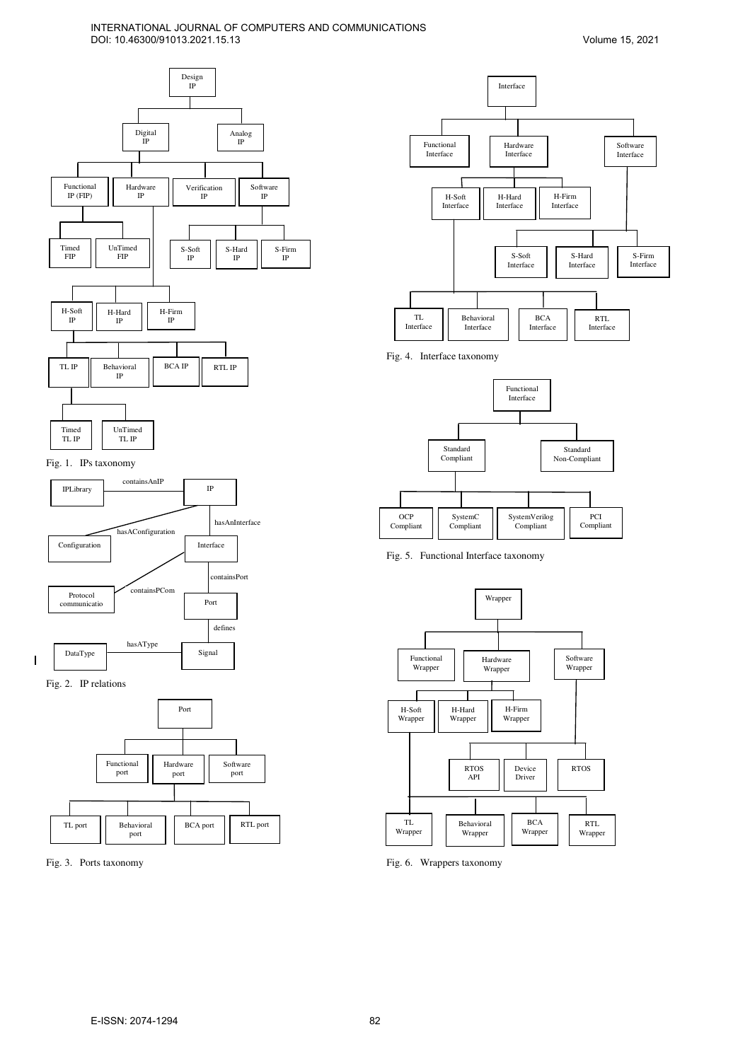Fig. 1. IPs taxonomy

Fig. 2. IP relations

Fig. 3. Ports taxonomy

Fig. 4. Interface taxonomy

Fig. 5. Functional Interface taxonomy

Fig. 6. Wrappers taxonomy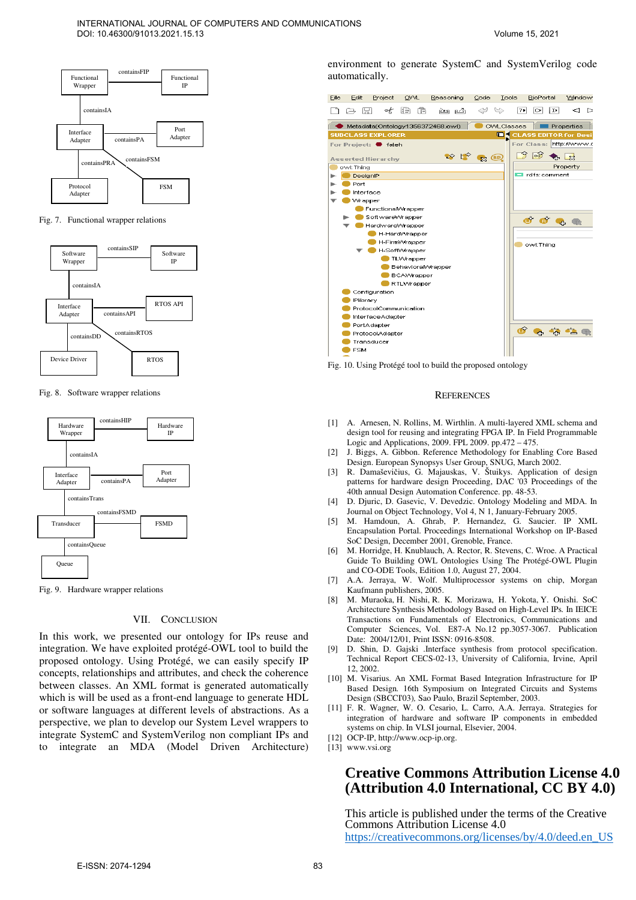containsFIP

Functional Wrapper

Functional IP

containsIA

Interface Adapter

containsPA

Port Adapter

containsPRA

containsFSM

Protocol Adapter

FSM

Fig. 7. Functional wrapper relations

containsSIP

Software Wrapper

Software IP

containsIA

Interface Adapter

containsAPI

RTOS API

containsDD

containsRTOS

Device Driver

RTOS

Fig. 8. Software wrapper relations

containsHIP

Hardware Wrapper

Hardware IP

containsIA

Interface Adapter

containsPA

Port Adapter

containsTrans

containsFSMD

Transducer

FSMD

containsQueue

Queue

Fig. 9. Hardware wrapper relations

## VII. CONCLUSION

In this work, we presented our ontology for IPs reuse and integration. We have exploited protégé-OWL tool to build the proposed ontology. Using Protégé, we can easily specify IP concepts, relationships and attributes, and check the coherence between classes. An XML format is generated automatically which is will be used as a front-end language to generate HDL or software languages at different levels of abstractions. As a perspective, we plan to develop our System Level wrappers to integrate SystemC and SystemVerilog non compliant IPs and to integrate an MDA (Model Driven Architecture) environment to generate SystemC and SystemVerilog code automatically.

Fig. 10. Using Protégé tool to build the proposed ontology

## REFERENCES

[1] A. Arnesen, N. Rollins, M. Wirthlin. A multi-layered XML schema and design tool for reusing and integrating FPGA IP. In Field Programmable Logic and Applications, 2009. FPL 2009. pp.472 – 475.

[2] J. Biggs, A. Gibbon. Reference Methodology for Enabling Core Based Design. European Synopsys User Group, SNUG, March 2002.

[3] R. Damaševičius, G. Majauskas, V. Štuikys. Application of design patterns for hardware design Proceeding, DAC '03 Proceedings of the 40th annual Design Automation Conference. pp. 48-53.

[4] D. Djuric, D. Gasevic, V. Devedzic. Ontology Modeling and MDA. In Journal on Object Technology, Vol 4, N 1, January-February 2005.

[5] M. Hamdoun, A. Ghrab, P. Hernandez, G. Saucier. IP XML Encapsulation Portal. Proceedings International Workshop on IP-Based SoC Design, December 2001, Grenoble, France.

[6] M. Horridge, H. Knublauch, A. Rector, R. Stevens, C. Wroe. A Practical Guide To Building OWL Ontologies Using The Protégé-OWL Plugin and CO-ODE Tools, Edition 1.0, August 27, 2004.

[7] A.A. Jerraya, W. Wolf. Multiprocessor systems on chip, Morgan Kaufmann publishers, 2005.

[8] M. Muraoka, H. Nishi, R. K. Morizawa, H. Yokota, Y. Onishi. SoC Architecture Synthesis Methodology Based on High-Level IPs. In IEICE Transactions on Fundamentals of Electronics, Communications and Computer Sciences, Vol. E87-A No.12 pp.3057-3067. Publication Date: 2004/12/01, Print ISSN: 0916-8508.

[9] D. Shin, D. Gajski .Interface synthesis from protocol specification. Technical Report CECS-02-13, University of California, Irvine, April 12, 2002.

[10] M. Visarius. An XML Format Based Integration Infrastructure for IP Based Design. 16th Symposium on Integrated Circuits and Systems Design (SBCCI'03), Sao Paulo, Brazil September, 2003.

[11] F. R. Wagner, W. O. Cesario, L. Carro, A.A. Jerraya. Strategies for integration of hardware and software IP components in embedded systems on chip. In VLSI journal, Elsevier, 2004.

[12] OCP-IP, http://www.ocp-ip.org.

[13] www.vsi.org

# Creative Commons Attribution License 4.0 (Attribution 4.0 International, CC BY 4.0)

This article is published under the terms of the Creative Commons Attribution License 4.0
https://creativecommons.org/licenses/by/4.0/deed.en_US